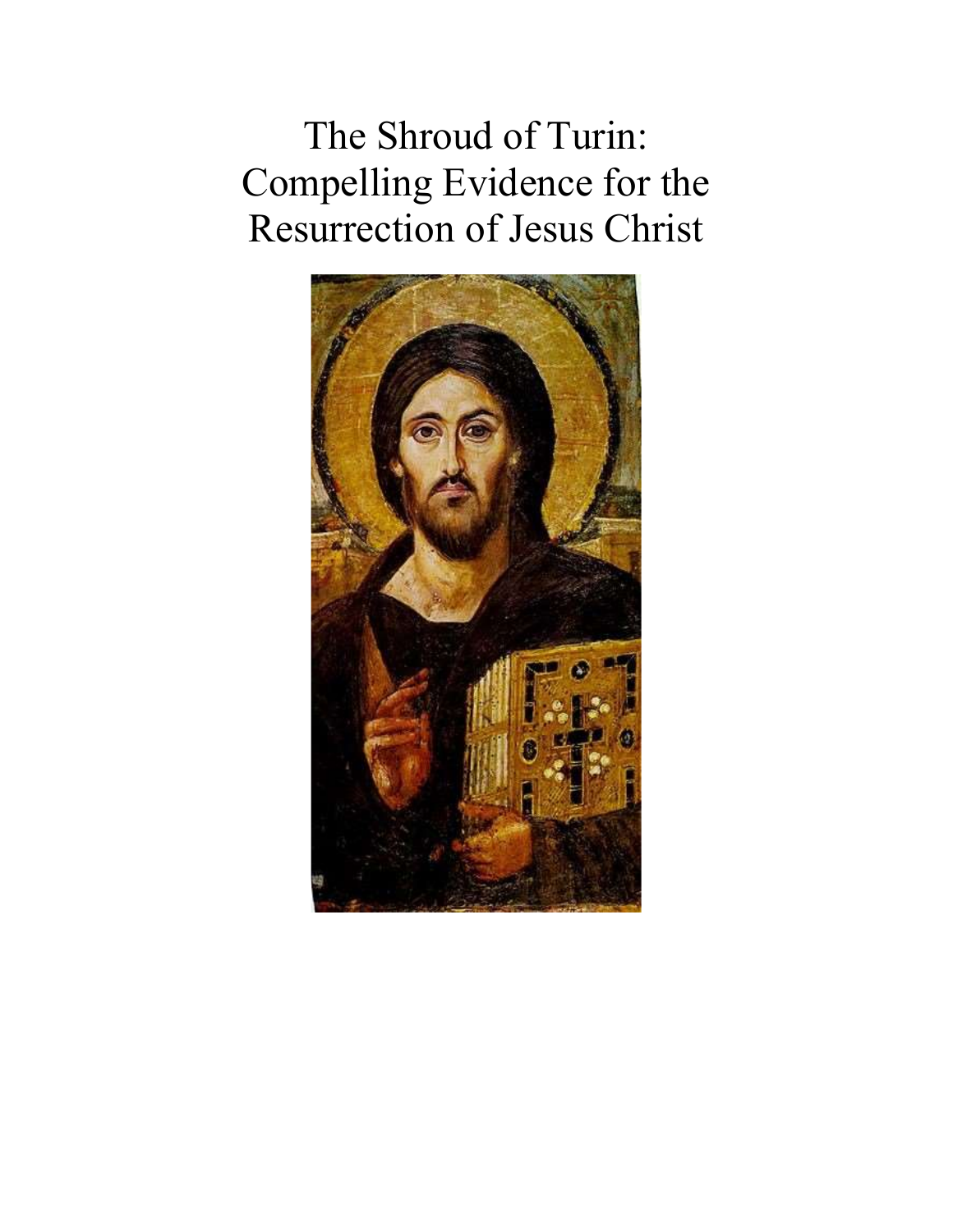# The Shroud of Turin: Compelling Evidence for the Resurrection of Jesus Christ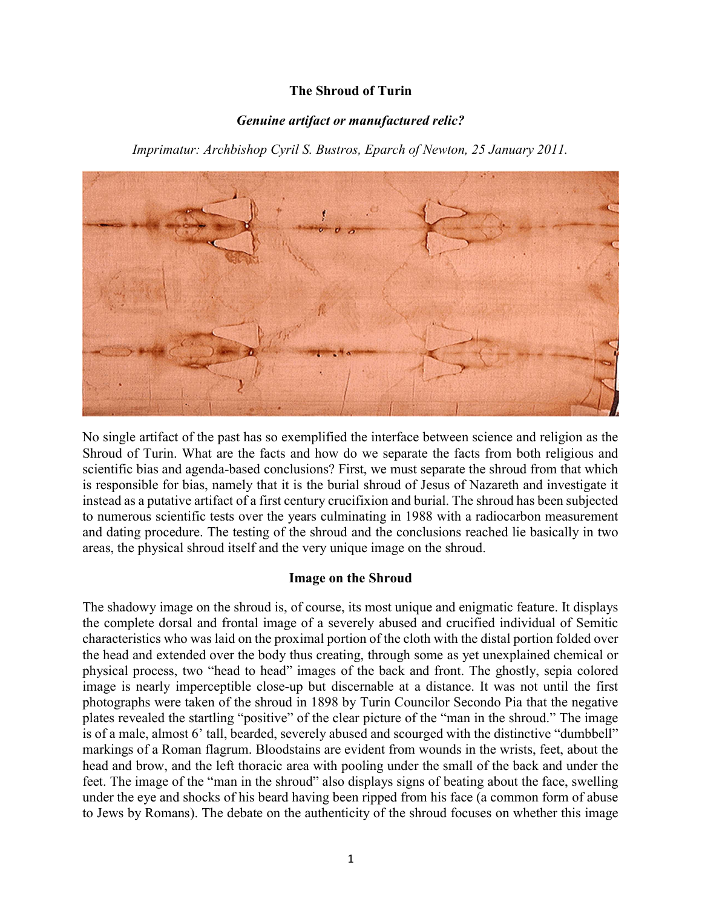**The Shroud of Turin**

***Genuine artifact or manufactured relic?***

*Imprimatur: Archbishop Cyril S. Bustros, Eparch of Newton, 25 January 2011.*

No single artifact of the past has so exemplified the interface between science and religion as the Shroud of Turin. What are the facts and how do we separate the facts from both religious and scientific bias and agenda-based conclusions? First, we must separate the shroud from that which is responsible for bias, namely that it is the burial shroud of Jesus of Nazareth and investigate it instead as a putative artifact of a first century crucifixion and burial. The shroud has been subjected to numerous scientific tests over the years culminating in 1988 with a radiocarbon measurement and dating procedure. The testing of the shroud and the conclusions reached lie basically in two areas, the physical shroud itself and the very unique image on the shroud.

**Image on the Shroud**

The shadowy image on the shroud is, of course, its most unique and enigmatic feature. It displays the complete dorsal and frontal image of a severely abused and crucified individual of Semitic characteristics who was laid on the proximal portion of the cloth with the distal portion folded over the head and extended over the body thus creating, through some as yet unexplained chemical or physical process, two "head to head" images of the back and front. The ghostly, sepia colored image is nearly imperceptible close-up but discernable at a distance. It was not until the first photographs were taken of the shroud in 1898 by Turin Councilor Secondo Pia that the negative plates revealed the startling "positive" of the clear picture of the "man in the shroud." The image is of a male, almost 6' tall, bearded, severely abused and scourged with the distinctive "dumbbell" markings of a Roman flagrum. Bloodstains are evident from wounds in the wrists, feet, about the head and brow, and the left thoracic area with pooling under the small of the back and under the feet. The image of the "man in the shroud" also displays signs of beating about the face, swelling under the eye and shocks of his beard having been ripped from his face (a common form of abuse to Jews by Romans). The debate on the authenticity of the shroud focuses on whether this image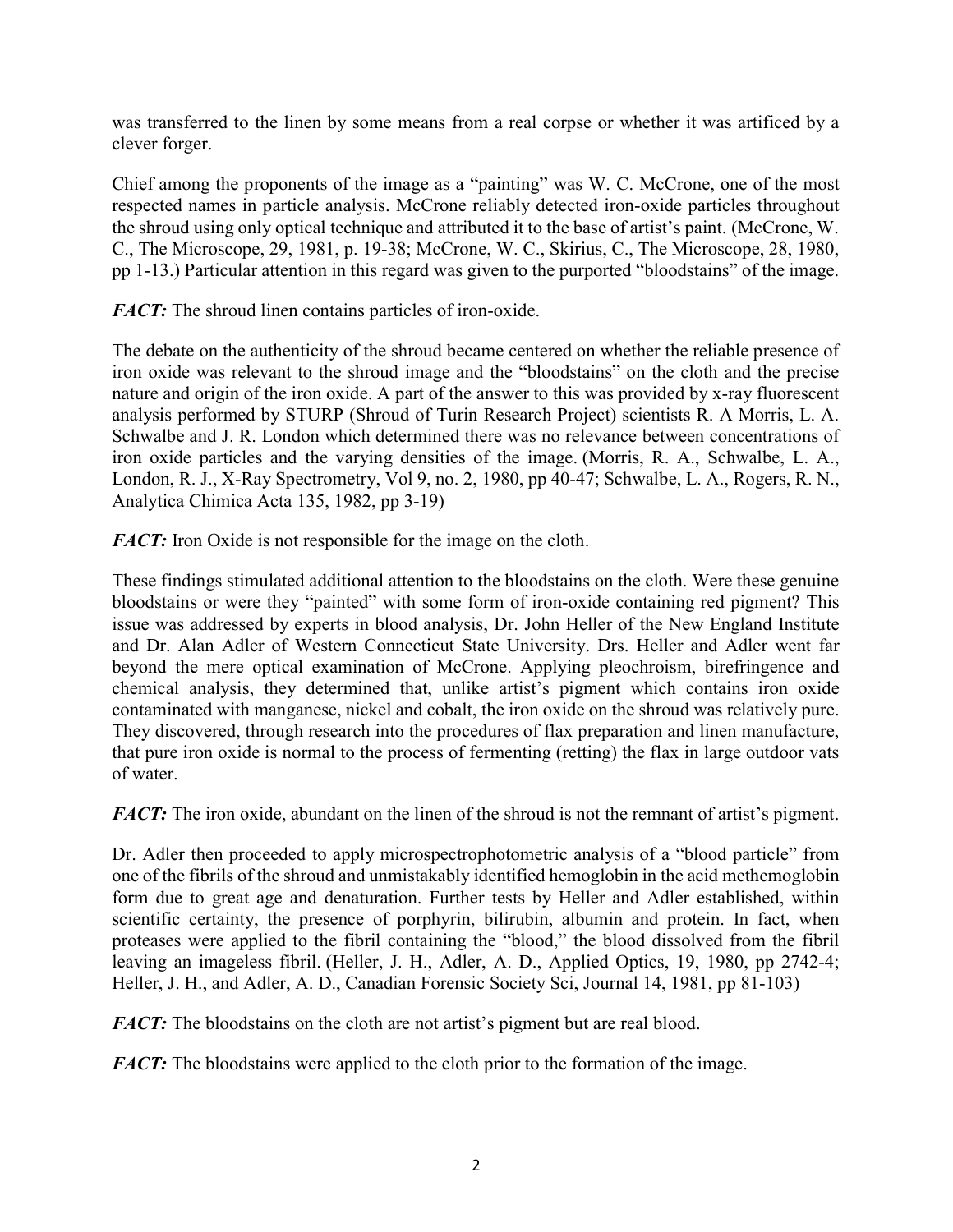was transferred to the linen by some means from a real corpse or whether it was artificed by a clever forger.

Chief among the proponents of the image as a "painting" was W. C. McCrone, one of the most respected names in particle analysis. McCrone reliably detected iron-oxide particles throughout the shroud using only optical technique and attributed it to the base of artist's paint. (McCrone, W. C., The Microscope, 29, 1981, p. 19-38; McCrone, W. C., Skirius, C., The Microscope, 28, 1980, pp 1-13.) Particular attention in this regard was given to the purported "bloodstains" of the image.

***FACT:*** The shroud linen contains particles of iron-oxide.

The debate on the authenticity of the shroud became centered on whether the reliable presence of iron oxide was relevant to the shroud image and the "bloodstains" on the cloth and the precise nature and origin of the iron oxide. A part of the answer to this was provided by x-ray fluorescent analysis performed by STURP (Shroud of Turin Research Project) scientists R. A Morris, L. A. Schwalbe and J. R. London which determined there was no relevance between concentrations of iron oxide particles and the varying densities of the image. (Morris, R. A., Schwalbe, L. A., London, R. J., X-Ray Spectrometry, Vol 9, no. 2, 1980, pp 40-47; Schwalbe, L. A., Rogers, R. N., Analytica Chimica Acta 135, 1982, pp 3-19)

***FACT:*** Iron Oxide is not responsible for the image on the cloth.

These findings stimulated additional attention to the bloodstains on the cloth. Were these genuine bloodstains or were they "painted" with some form of iron-oxide containing red pigment? This issue was addressed by experts in blood analysis, Dr. John Heller of the New England Institute and Dr. Alan Adler of Western Connecticut State University. Drs. Heller and Adler went far beyond the mere optical examination of McCrone. Applying pleochroism, birefringence and chemical analysis, they determined that, unlike artist's pigment which contains iron oxide contaminated with manganese, nickel and cobalt, the iron oxide on the shroud was relatively pure. They discovered, through research into the procedures of flax preparation and linen manufacture, that pure iron oxide is normal to the process of fermenting (retting) the flax in large outdoor vats of water.

***FACT:*** The iron oxide, abundant on the linen of the shroud is not the remnant of artist's pigment.

Dr. Adler then proceeded to apply microspectrophotometric analysis of a "blood particle" from one of the fibrils of the shroud and unmistakably identified hemoglobin in the acid methemoglobin form due to great age and denaturation. Further tests by Heller and Adler established, within scientific certainty, the presence of porphyrin, bilirubin, albumin and protein. In fact, when proteases were applied to the fibril containing the "blood," the blood dissolved from the fibril leaving an imageless fibril. (Heller, J. H., Adler, A. D., Applied Optics, 19, 1980, pp 2742-4; Heller, J. H., and Adler, A. D., Canadian Forensic Society Sci, Journal 14, 1981, pp 81-103)

***FACT:*** The bloodstains on the cloth are not artist's pigment but are real blood.

***FACT:*** The bloodstains were applied to the cloth prior to the formation of the image.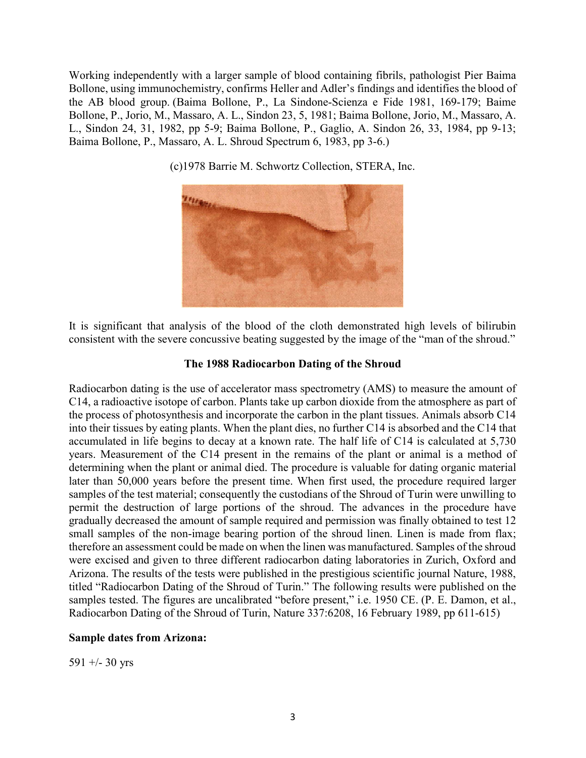Working independently with a larger sample of blood containing fibrils, pathologist Pier Baima Bollone, using immunochemistry, confirms Heller and Adler's findings and identifies the blood of the AB blood group. (Baima Bollone, P., La Sindone-Scienza e Fide 1981, 169-179; Baime Bollone, P., Jorio, M., Massaro, A. L., Sindon 23, 5, 1981; Baima Bollone, Jorio, M., Massaro, A. L., Sindon 24, 31, 1982, pp 5-9; Baima Bollone, P., Gaglio, A. Sindon 26, 33, 1984, pp 9-13; Baima Bollone, P., Massaro, A. L. Shroud Spectrum 6, 1983, pp 3-6.)

(c)1978 Barrie M. Schwortz Collection, STERA, Inc.

It is significant that analysis of the blood of the cloth demonstrated high levels of bilirubin consistent with the severe concussive beating suggested by the image of the "man of the shroud."

**The 1988 Radiocarbon Dating of the Shroud**

Radiocarbon dating is the use of accelerator mass spectrometry (AMS) to measure the amount of C14, a radioactive isotope of carbon. Plants take up carbon dioxide from the atmosphere as part of the process of photosynthesis and incorporate the carbon in the plant tissues. Animals absorb C14 into their tissues by eating plants. When the plant dies, no further C14 is absorbed and the C14 that accumulated in life begins to decay at a known rate. The half life of C14 is calculated at 5,730 years. Measurement of the C14 present in the remains of the plant or animal is a method of determining when the plant or animal died. The procedure is valuable for dating organic material later than 50,000 years before the present time. When first used, the procedure required larger samples of the test material; consequently the custodians of the Shroud of Turin were unwilling to permit the destruction of large portions of the shroud. The advances in the procedure have gradually decreased the amount of sample required and permission was finally obtained to test 12 small samples of the non-image bearing portion of the shroud linen. Linen is made from flax; therefore an assessment could be made on when the linen was manufactured. Samples of the shroud were excised and given to three different radiocarbon dating laboratories in Zurich, Oxford and Arizona. The results of the tests were published in the prestigious scientific journal Nature, 1988, titled "Radiocarbon Dating of the Shroud of Turin." The following results were published on the samples tested. The figures are uncalibrated "before present," i.e. 1950 CE. (P. E. Damon, et al., Radiocarbon Dating of the Shroud of Turin, Nature 337:6208, 16 February 1989, pp 611-615)

**Sample dates from Arizona:**

591 +/- 30 yrs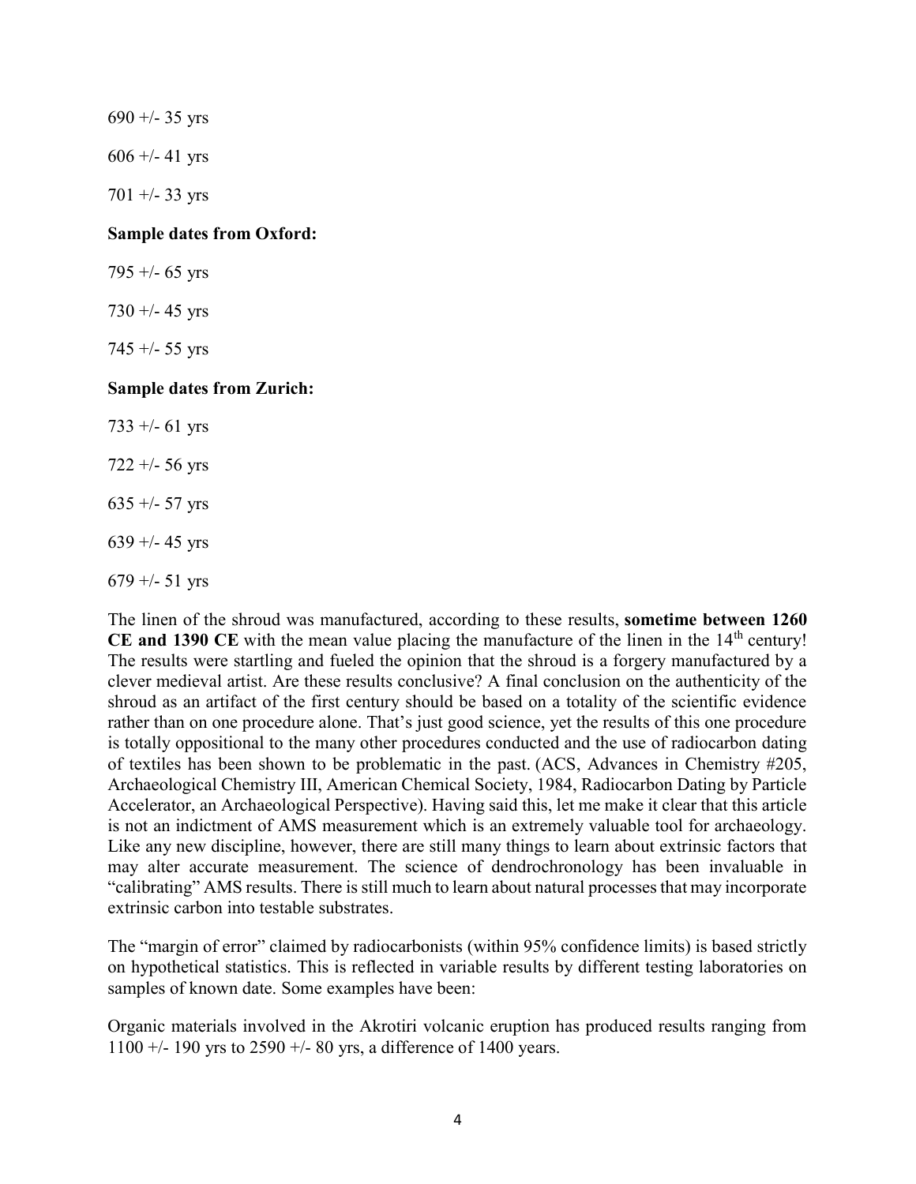690 +/- 35 yrs

606 +/- 41 yrs

701 +/- 33 yrs

**Sample dates from Oxford:**

795 +/- 65 yrs

730 +/- 45 yrs

745 +/- 55 yrs

**Sample dates from Zurich:**

733 +/- 61 yrs

722 +/- 56 yrs

635 +/- 57 yrs

639 +/- 45 yrs

679 +/- 51 yrs

The linen of the shroud was manufactured, according to these results, **sometime between 1260 CE and 1390 CE** with the mean value placing the manufacture of the linen in the 14th century! The results were startling and fueled the opinion that the shroud is a forgery manufactured by a clever medieval artist. Are these results conclusive? A final conclusion on the authenticity of the shroud as an artifact of the first century should be based on a totality of the scientific evidence rather than on one procedure alone. That's just good science, yet the results of this one procedure is totally oppositional to the many other procedures conducted and the use of radiocarbon dating of textiles has been shown to be problematic in the past. (ACS, Advances in Chemistry #205, Archaeological Chemistry III, American Chemical Society, 1984, Radiocarbon Dating by Particle Accelerator, an Archaeological Perspective). Having said this, let me make it clear that this article is not an indictment of AMS measurement which is an extremely valuable tool for archaeology. Like any new discipline, however, there are still many things to learn about extrinsic factors that may alter accurate measurement. The science of dendrochronology has been invaluable in "calibrating" AMS results. There is still much to learn about natural processes that may incorporate extrinsic carbon into testable substrates.

The "margin of error" claimed by radiocarbonists (within 95% confidence limits) is based strictly on hypothetical statistics. This is reflected in variable results by different testing laboratories on samples of known date. Some examples have been:

Organic materials involved in the Akrotiri volcanic eruption has produced results ranging from 1100 +/- 190 yrs to 2590 +/- 80 yrs, a difference of 1400 years.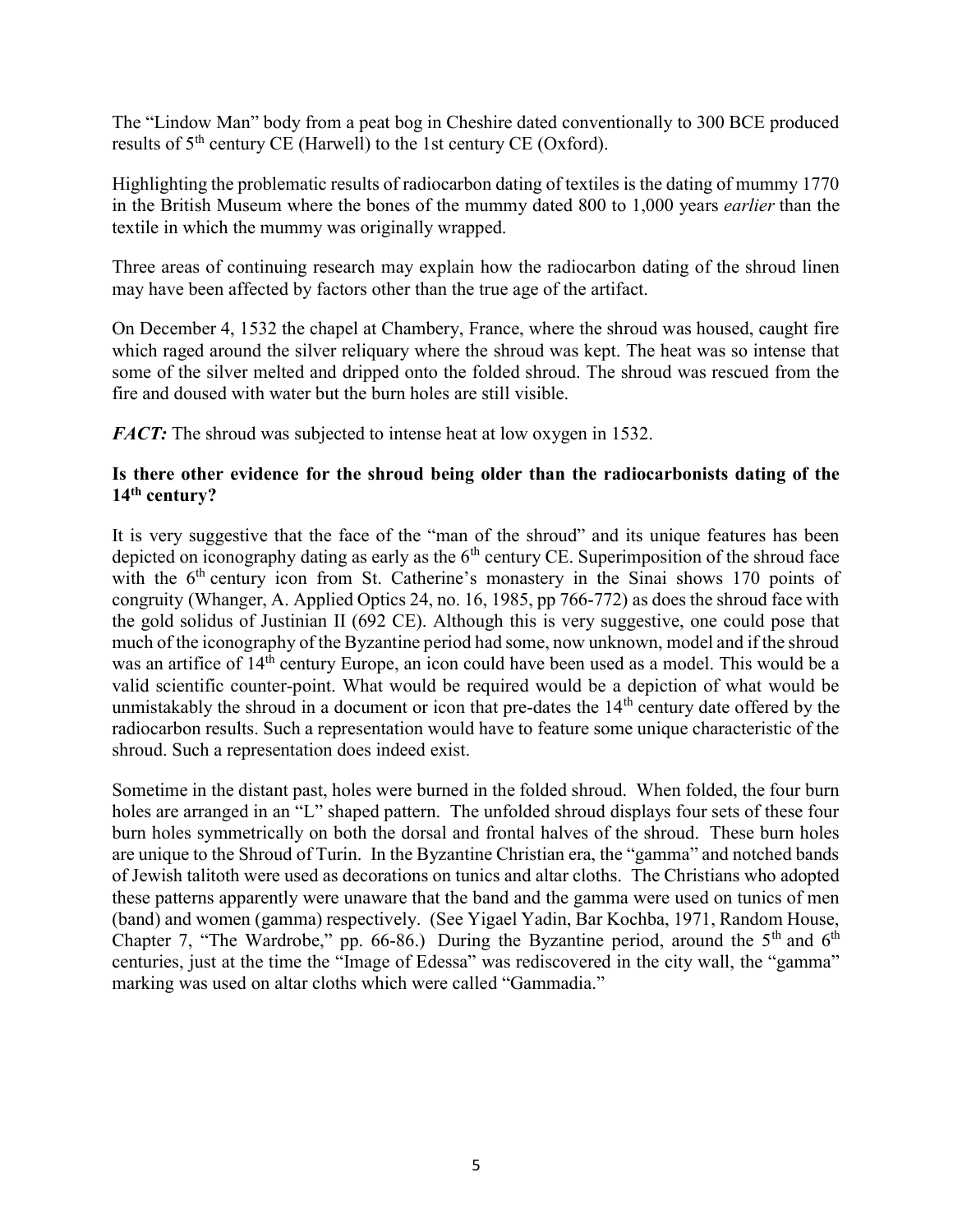The "Lindow Man" body from a peat bog in Cheshire dated conventionally to 300 BCE produced results of 5th century CE (Harwell) to the 1st century CE (Oxford).

Highlighting the problematic results of radiocarbon dating of textiles is the dating of mummy 1770 in the British Museum where the bones of the mummy dated 800 to 1,000 years *earlier* than the textile in which the mummy was originally wrapped.

Three areas of continuing research may explain how the radiocarbon dating of the shroud linen may have been affected by factors other than the true age of the artifact.

On December 4, 1532 the chapel at Chambery, France, where the shroud was housed, caught fire which raged around the silver reliquary where the shroud was kept. The heat was so intense that some of the silver melted and dripped onto the folded shroud. The shroud was rescued from the fire and doused with water but the burn holes are still visible.

***FACT:*** The shroud was subjected to intense heat at low oxygen in 1532.

**Is there other evidence for the shroud being older than the radiocarbonists dating of the 14th century?**

It is very suggestive that the face of the "man of the shroud" and its unique features has been depicted on iconography dating as early as the 6th century CE. Superimposition of the shroud face with the 6th century icon from St. Catherine's monastery in the Sinai shows 170 points of congruity (Whanger, A. Applied Optics 24, no. 16, 1985, pp 766-772) as does the shroud face with the gold solidus of Justinian II (692 CE). Although this is very suggestive, one could pose that much of the iconography of the Byzantine period had some, now unknown, model and if the shroud was an artifice of 14th century Europe, an icon could have been used as a model. This would be a valid scientific counter-point. What would be required would be a depiction of what would be unmistakably the shroud in a document or icon that pre-dates the 14th century date offered by the radiocarbon results. Such a representation would have to feature some unique characteristic of the shroud. Such a representation does indeed exist.

Sometime in the distant past, holes were burned in the folded shroud. When folded, the four burn holes are arranged in an "L" shaped pattern. The unfolded shroud displays four sets of these four burn holes symmetrically on both the dorsal and frontal halves of the shroud. These burn holes are unique to the Shroud of Turin. In the Byzantine Christian era, the "gamma" and notched bands of Jewish talitoth were used as decorations on tunics and altar cloths. The Christians who adopted these patterns apparently were unaware that the band and the gamma were used on tunics of men (band) and women (gamma) respectively. (See Yigael Yadin, Bar Kochba, 1971, Random House, Chapter 7, "The Wardrobe," pp. 66-86.) During the Byzantine period, around the 5th and 6th centuries, just at the time the "Image of Edessa" was rediscovered in the city wall, the "gamma" marking was used on altar cloths which were called "Gammadia."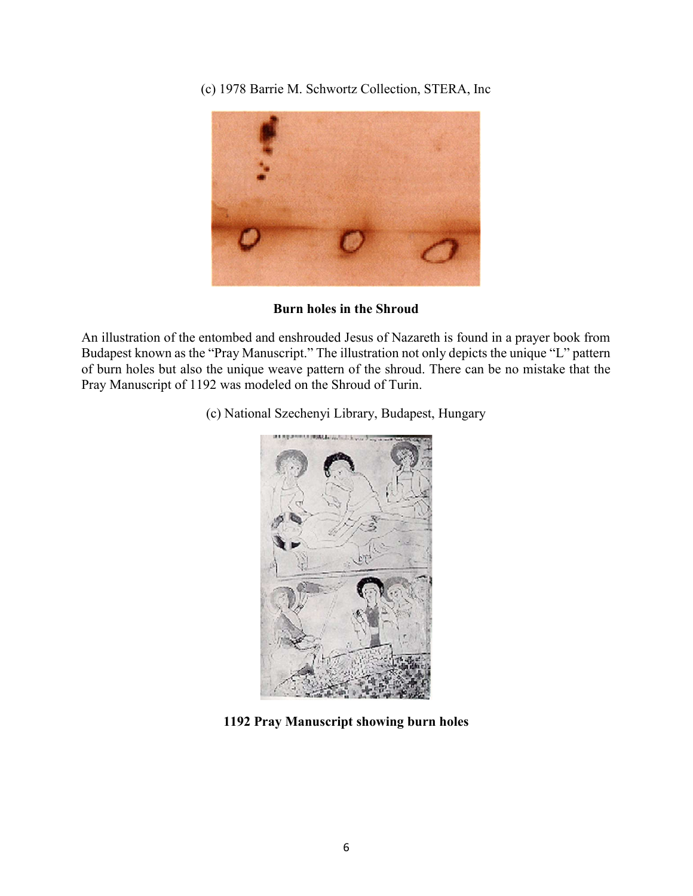(c) 1978 Barrie M. Schwortz Collection, STERA, Inc

**Burn holes in the Shroud**

An illustration of the entombed and enshrouded Jesus of Nazareth is found in a prayer book from Budapest known as the "Pray Manuscript." The illustration not only depicts the unique "L" pattern of burn holes but also the unique weave pattern of the shroud. There can be no mistake that the Pray Manuscript of 1192 was modeled on the Shroud of Turin.

(c) National Szechenyi Library, Budapest, Hungary

**1192 Pray Manuscript showing burn holes**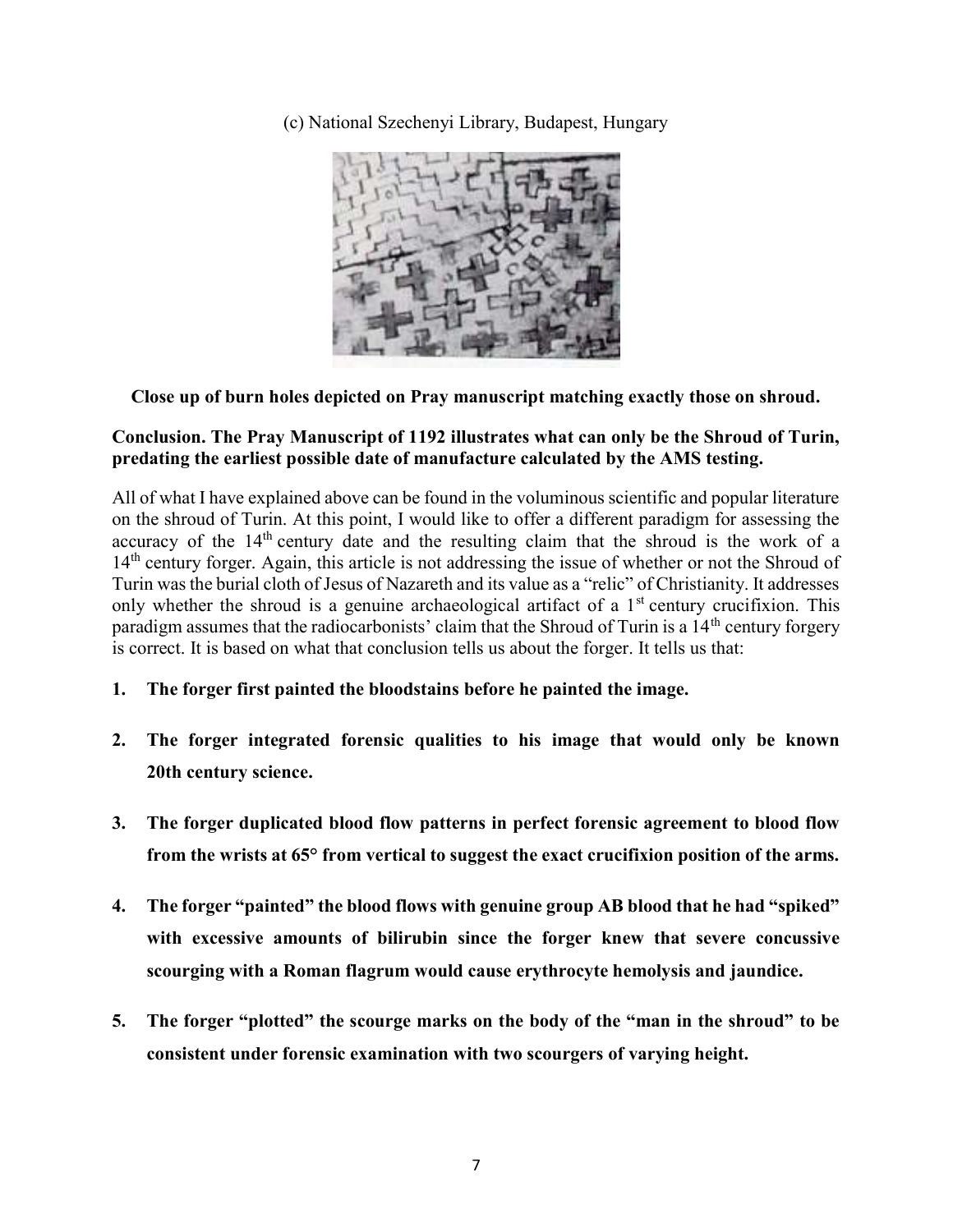(c) National Szechenyi Library, Budapest, Hungary

**Close up of burn holes depicted on Pray manuscript matching exactly those on shroud.**

**Conclusion. The Pray Manuscript of 1192 illustrates what can only be the Shroud of Turin, predating the earliest possible date of manufacture calculated by the AMS testing.**

All of what I have explained above can be found in the voluminous scientific and popular literature on the shroud of Turin. At this point, I would like to offer a different paradigm for assessing the accuracy of the 14th century date and the resulting claim that the shroud is the work of a 14th century forger. Again, this article is not addressing the issue of whether or not the Shroud of Turin was the burial cloth of Jesus of Nazareth and its value as a "relic" of Christianity. It addresses only whether the shroud is a genuine archaeological artifact of a 1st century crucifixion. This paradigm assumes that the radiocarbonists' claim that the Shroud of Turin is a 14th century forgery is correct. It is based on what that conclusion tells us about the forger. It tells us that:

1. **The forger first painted the bloodstains before he painted the image.**
2. **The forger integrated forensic qualities to his image that would only be known 20th century science.**
3. **The forger duplicated blood flow patterns in perfect forensic agreement to blood flow from the wrists at 65° from vertical to suggest the exact crucifixion position of the arms.**
4. **The forger "painted" the blood flows with genuine group AB blood that he had "spiked" with excessive amounts of bilirubin since the forger knew that severe concussive scourging with a Roman flagrum would cause erythrocyte hemolysis and jaundice.**
5. **The forger "plotted" the scourge marks on the body of the "man in the shroud" to be consistent under forensic examination with two scourgers of varying height.**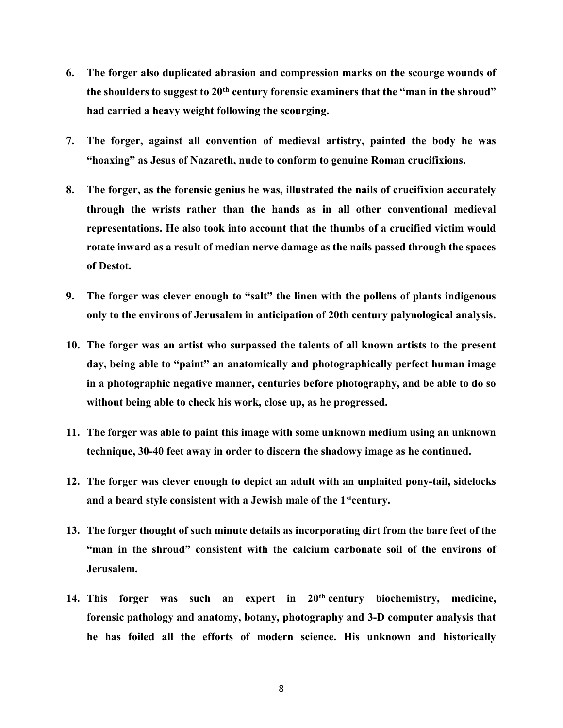6. **The forger also duplicated abrasion and compression marks on the scourge wounds of the shoulders to suggest to 20th century forensic examiners that the "man in the shroud" had carried a heavy weight following the scourging.**

7. **The forger, against all convention of medieval artistry, painted the body he was "hoaxing" as Jesus of Nazareth, nude to conform to genuine Roman crucifixions.**

8. **The forger, as the forensic genius he was, illustrated the nails of crucifixion accurately through the wrists rather than the hands as in all other conventional medieval representations. He also took into account that the thumbs of a crucified victim would rotate inward as a result of median nerve damage as the nails passed through the spaces of Destot.**

9. **The forger was clever enough to "salt" the linen with the pollens of plants indigenous only to the environs of Jerusalem in anticipation of 20th century palynological analysis.**

10. **The forger was an artist who surpassed the talents of all known artists to the present day, being able to "paint" an anatomically and photographically perfect human image in a photographic negative manner, centuries before photography, and be able to do so without being able to check his work, close up, as he progressed.**

11. **The forger was able to paint this image with some unknown medium using an unknown technique, 30-40 feet away in order to discern the shadowy image as he continued.**

12. **The forger was clever enough to depict an adult with an unplaited pony-tail, sidelocks and a beard style consistent with a Jewish male of the 1st century.**

13. **The forger thought of such minute details as incorporating dirt from the bare feet of the "man in the shroud" consistent with the calcium carbonate soil of the environs of Jerusalem.**

14. **This forger was such an expert in 20th century biochemistry, medicine, forensic pathology and anatomy, botany, photography and 3-D computer analysis that he has foiled all the efforts of modern science. His unknown and historically**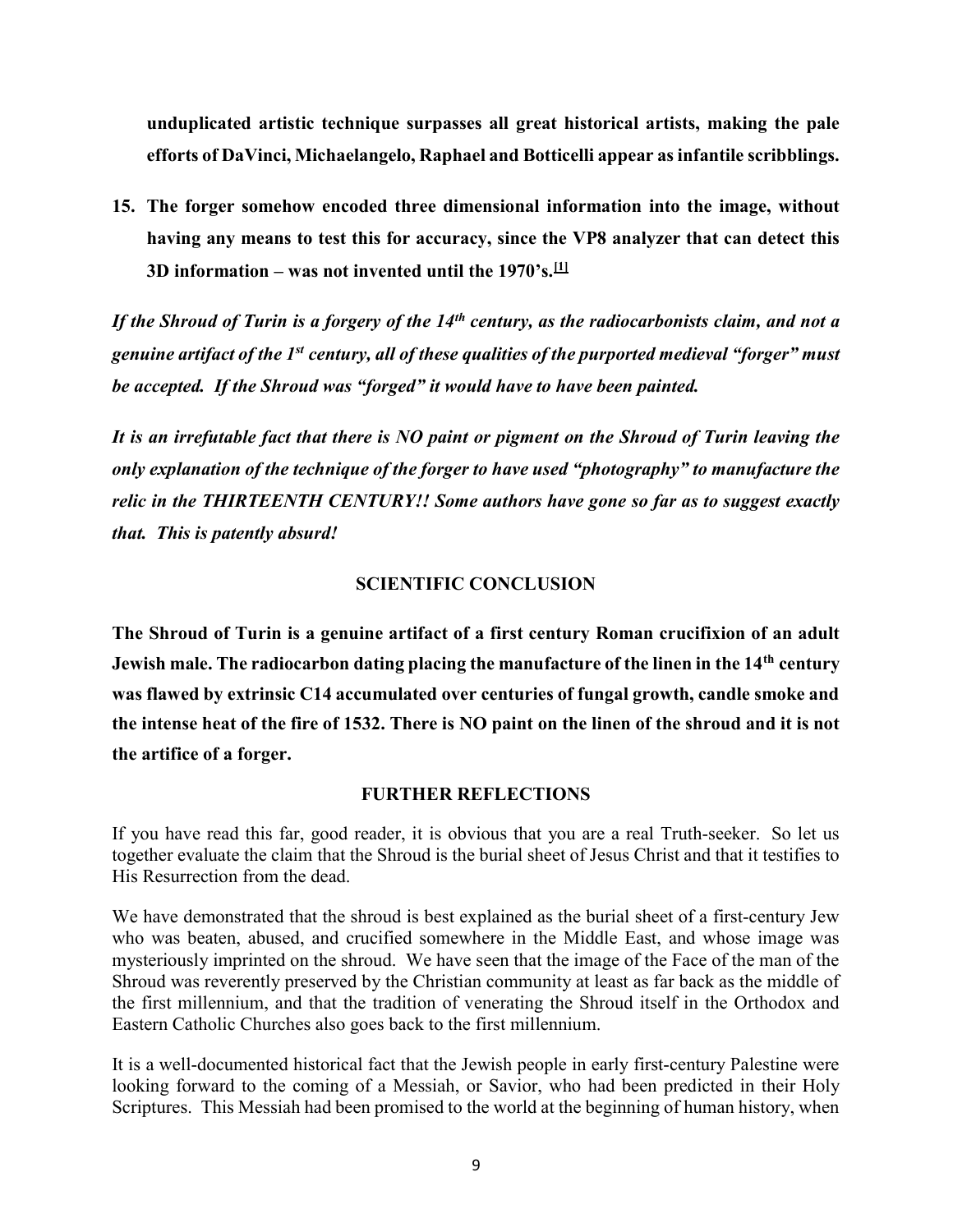**unduplicated artistic technique surpasses all great historical artists, making the pale efforts of DaVinci, Michaelangelo, Raphael and Botticelli appear as infantile scribblings.**

15. **The forger somehow encoded three dimensional information into the image, without having any means to test this for accuracy, since the VP8 analyzer that can detect this 3D information – was not invented until the 1970's.[1]**

***If the Shroud of Turin is a forgery of the 14th century, as the radiocarbonists claim, and not a genuine artifact of the 1st century, all of these qualities of the purported medieval "forger" must be accepted. If the Shroud was "forged" it would have to have been painted.***

***It is an irrefutable fact that there is NO paint or pigment on the Shroud of Turin leaving the only explanation of the technique of the forger to have used "photography" to manufacture the relic in the THIRTEENTH CENTURY!! Some authors have gone so far as to suggest exactly that. This is patently absurd!***

## SCIENTIFIC CONCLUSION

**The Shroud of Turin is a genuine artifact of a first century Roman crucifixion of an adult Jewish male. The radiocarbon dating placing the manufacture of the linen in the 14th century was flawed by extrinsic C14 accumulated over centuries of fungal growth, candle smoke and the intense heat of the fire of 1532. There is NO paint on the linen of the shroud and it is not the artifice of a forger.**

## FURTHER REFLECTIONS

If you have read this far, good reader, it is obvious that you are a real Truth-seeker. So let us together evaluate the claim that the Shroud is the burial sheet of Jesus Christ and that it testifies to His Resurrection from the dead.

We have demonstrated that the shroud is best explained as the burial sheet of a first-century Jew who was beaten, abused, and crucified somewhere in the Middle East, and whose image was mysteriously imprinted on the shroud. We have seen that the image of the Face of the man of the Shroud was reverently preserved by the Christian community at least as far back as the middle of the first millennium, and that the tradition of venerating the Shroud itself in the Orthodox and Eastern Catholic Churches also goes back to the first millennium.

It is a well-documented historical fact that the Jewish people in early first-century Palestine were looking forward to the coming of a Messiah, or Savior, who had been predicted in their Holy Scriptures. This Messiah had been promised to the world at the beginning of human history, when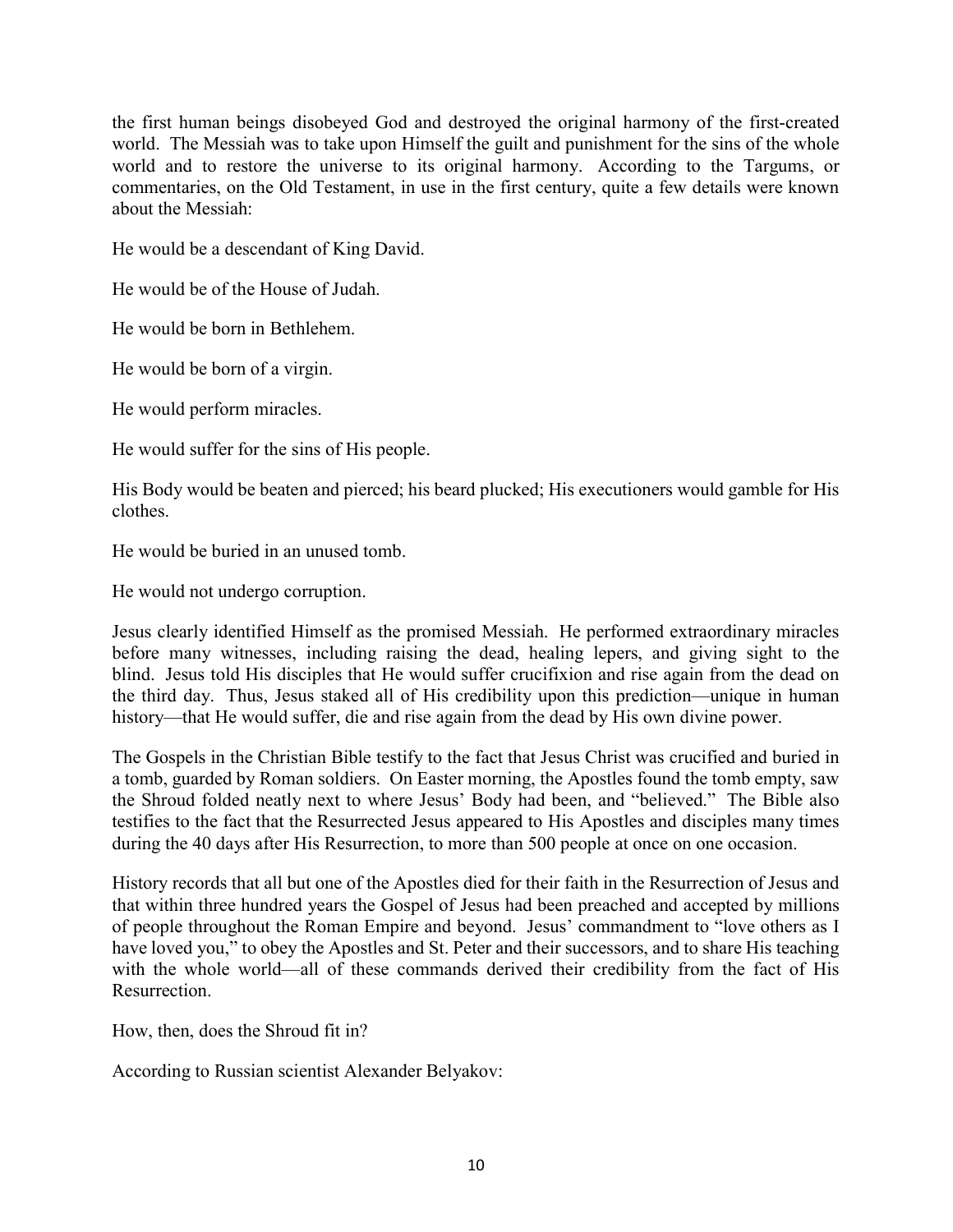the first human beings disobeyed God and destroyed the original harmony of the first-created world. The Messiah was to take upon Himself the guilt and punishment for the sins of the whole world and to restore the universe to its original harmony. According to the Targums, or commentaries, on the Old Testament, in use in the first century, quite a few details were known about the Messiah:

He would be a descendant of King David.

He would be of the House of Judah.

He would be born in Bethlehem.

He would be born of a virgin.

He would perform miracles.

He would suffer for the sins of His people.

His Body would be beaten and pierced; his beard plucked; His executioners would gamble for His clothes.

He would be buried in an unused tomb.

He would not undergo corruption.

Jesus clearly identified Himself as the promised Messiah. He performed extraordinary miracles before many witnesses, including raising the dead, healing lepers, and giving sight to the blind. Jesus told His disciples that He would suffer crucifixion and rise again from the dead on the third day. Thus, Jesus staked all of His credibility upon this prediction—unique in human history—that He would suffer, die and rise again from the dead by His own divine power.

The Gospels in the Christian Bible testify to the fact that Jesus Christ was crucified and buried in a tomb, guarded by Roman soldiers. On Easter morning, the Apostles found the tomb empty, saw the Shroud folded neatly next to where Jesus' Body had been, and "believed." The Bible also testifies to the fact that the Resurrected Jesus appeared to His Apostles and disciples many times during the 40 days after His Resurrection, to more than 500 people at once on one occasion.

History records that all but one of the Apostles died for their faith in the Resurrection of Jesus and that within three hundred years the Gospel of Jesus had been preached and accepted by millions of people throughout the Roman Empire and beyond. Jesus' commandment to "love others as I have loved you," to obey the Apostles and St. Peter and their successors, and to share His teaching with the whole world—all of these commands derived their credibility from the fact of His Resurrection.

How, then, does the Shroud fit in?

According to Russian scientist Alexander Belyakov: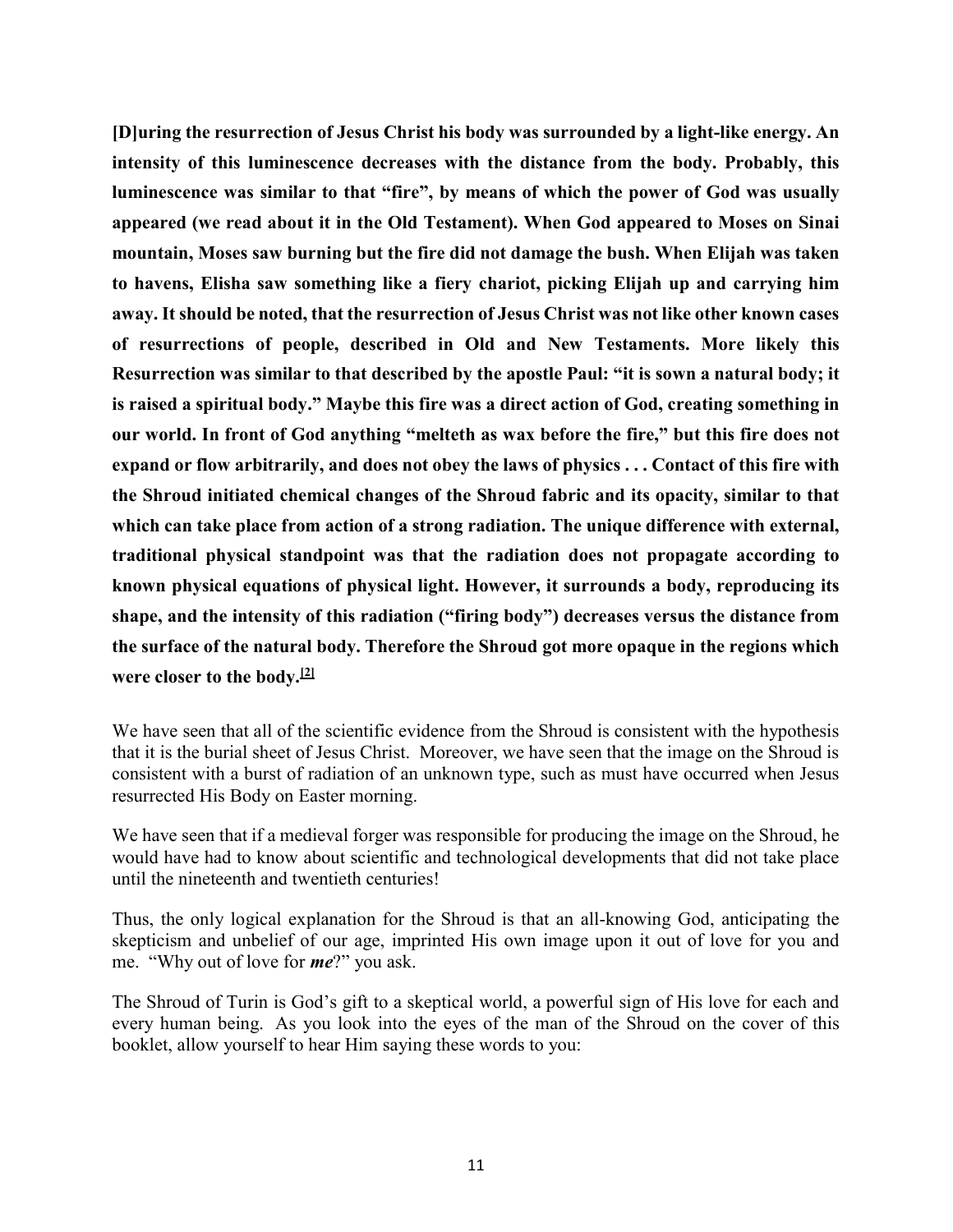**[D]uring the resurrection of Jesus Christ his body was surrounded by a light-like energy. An intensity of this luminescence decreases with the distance from the body. Probably, this luminescence was similar to that "fire", by means of which the power of God was usually appeared (we read about it in the Old Testament). When God appeared to Moses on Sinai mountain, Moses saw burning but the fire did not damage the bush. When Elijah was taken to havens, Elisha saw something like a fiery chariot, picking Elijah up and carrying him away. It should be noted, that the resurrection of Jesus Christ was not like other known cases of resurrections of people, described in Old and New Testaments. More likely this Resurrection was similar to that described by the apostle Paul: "it is sown a natural body; it is raised a spiritual body." Maybe this fire was a direct action of God, creating something in our world. In front of God anything "melteth as wax before the fire," but this fire does not expand or flow arbitrarily, and does not obey the laws of physics . . . Contact of this fire with the Shroud initiated chemical changes of the Shroud fabric and its opacity, similar to that which can take place from action of a strong radiation. The unique difference with external, traditional physical standpoint was that the radiation does not propagate according to known physical equations of physical light. However, it surrounds a body, reproducing its shape, and the intensity of this radiation ("firing body") decreases versus the distance from the surface of the natural body. Therefore the Shroud got more opaque in the regions which were closer to the body.[2]**

We have seen that all of the scientific evidence from the Shroud is consistent with the hypothesis that it is the burial sheet of Jesus Christ. Moreover, we have seen that the image on the Shroud is consistent with a burst of radiation of an unknown type, such as must have occurred when Jesus resurrected His Body on Easter morning.

We have seen that if a medieval forger was responsible for producing the image on the Shroud, he would have had to know about scientific and technological developments that did not take place until the nineteenth and twentieth centuries!

Thus, the only logical explanation for the Shroud is that an all-knowing God, anticipating the skepticism and unbelief of our age, imprinted His own image upon it out of love for you and me. "Why out of love for ***me***?" you ask.

The Shroud of Turin is God's gift to a skeptical world, a powerful sign of His love for each and every human being. As you look into the eyes of the man of the Shroud on the cover of this booklet, allow yourself to hear Him saying these words to you: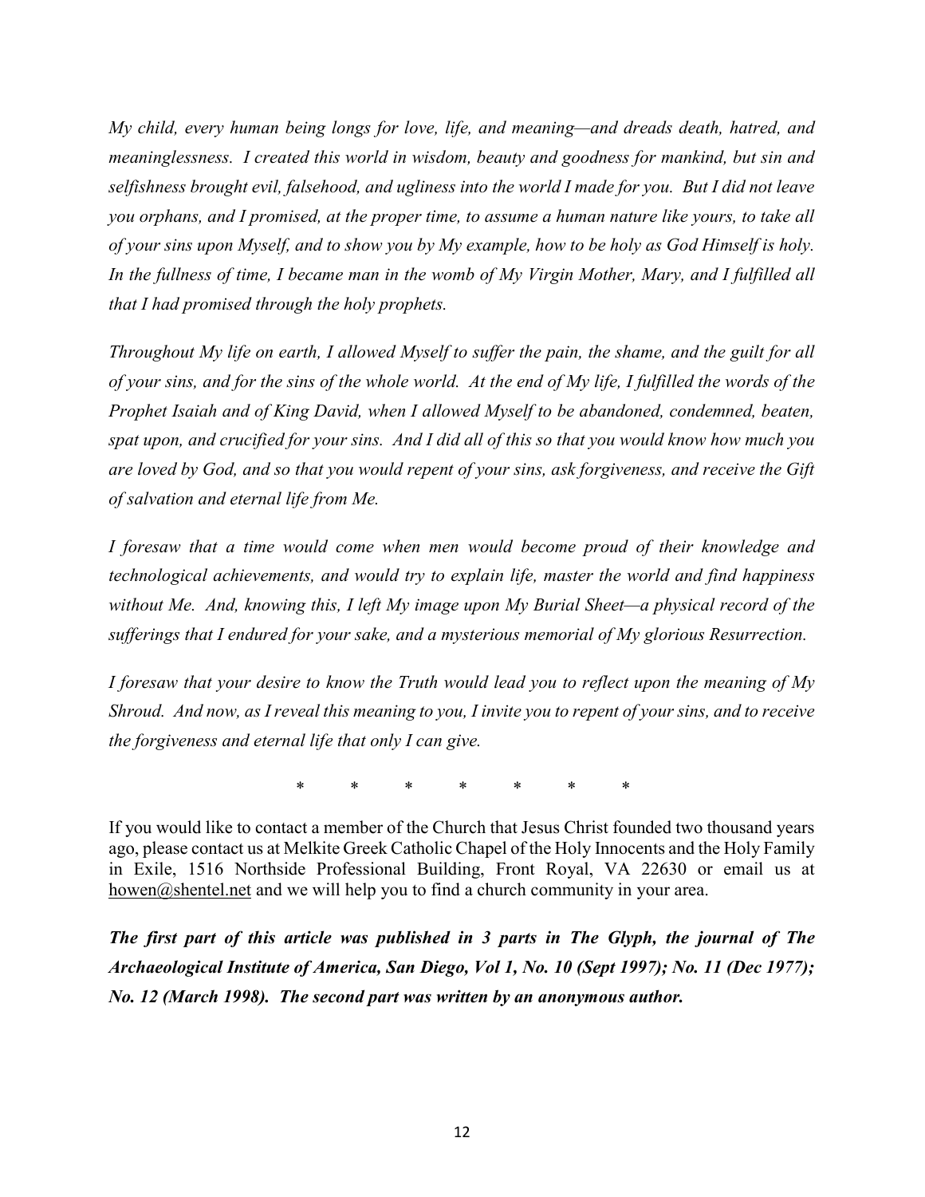*My child, every human being longs for love, life, and meaning—and dreads death, hatred, and meaninglessness. I created this world in wisdom, beauty and goodness for mankind, but sin and selfishness brought evil, falsehood, and ugliness into the world I made for you. But I did not leave you orphans, and I promised, at the proper time, to assume a human nature like yours, to take all of your sins upon Myself, and to show you by My example, how to be holy as God Himself is holy. In the fullness of time, I became man in the womb of My Virgin Mother, Mary, and I fulfilled all that I had promised through the holy prophets.*

*Throughout My life on earth, I allowed Myself to suffer the pain, the shame, and the guilt for all of your sins, and for the sins of the whole world. At the end of My life, I fulfilled the words of the Prophet Isaiah and of King David, when I allowed Myself to be abandoned, condemned, beaten, spat upon, and crucified for your sins. And I did all of this so that you would know how much you are loved by God, and so that you would repent of your sins, ask forgiveness, and receive the Gift of salvation and eternal life from Me.*

*I foresaw that a time would come when men would become proud of their knowledge and technological achievements, and would try to explain life, master the world and find happiness without Me. And, knowing this, I left My image upon My Burial Sheet—a physical record of the sufferings that I endured for your sake, and a mysterious memorial of My glorious Resurrection.*

*I foresaw that your desire to know the Truth would lead you to reflect upon the meaning of My Shroud. And now, as I reveal this meaning to you, I invite you to repent of your sins, and to receive the forgiveness and eternal life that only I can give.*

\* \* \* \* \* \* \*

If you would like to contact a member of the Church that Jesus Christ founded two thousand years ago, please contact us at Melkite Greek Catholic Chapel of the Holy Innocents and the Holy Family in Exile, 1516 Northside Professional Building, Front Royal, VA 22630 or email us at howen@shentel.net and we will help you to find a church community in your area.

***The first part of this article was published in 3 parts in The Glyph, the journal of The Archaeological Institute of America, San Diego, Vol 1, No. 10 (Sept 1997); No. 11 (Dec 1977); No. 12 (March 1998). The second part was written by an anonymous author.***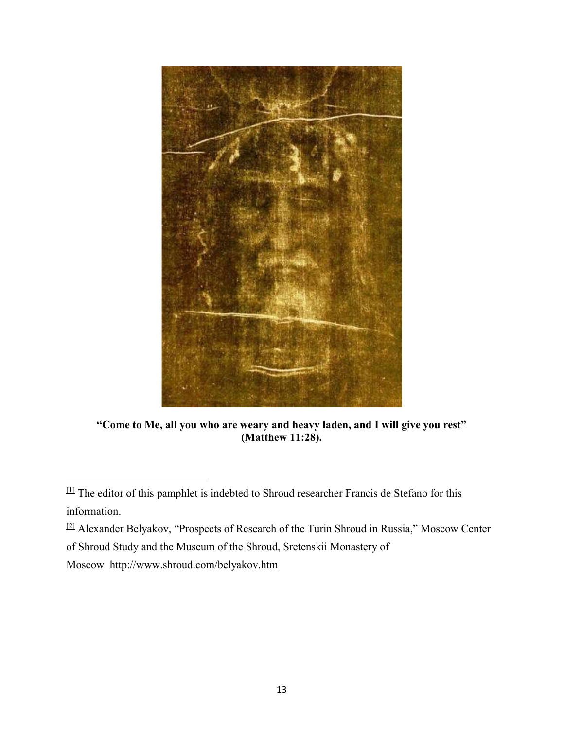**“Come to Me, all you who are weary and heavy laden, and I will give you rest” (Matthew 11:28).**

---

[1] The editor of this pamphlet is indebted to Shroud researcher Francis de Stefano for this information.

[2] Alexander Belyakov, “Prospects of Research of the Turin Shroud in Russia,” Moscow Center of Shroud Study and the Museum of the Shroud, Sretenskii Monastery of Moscow http://www.shroud.com/belyakov.htm